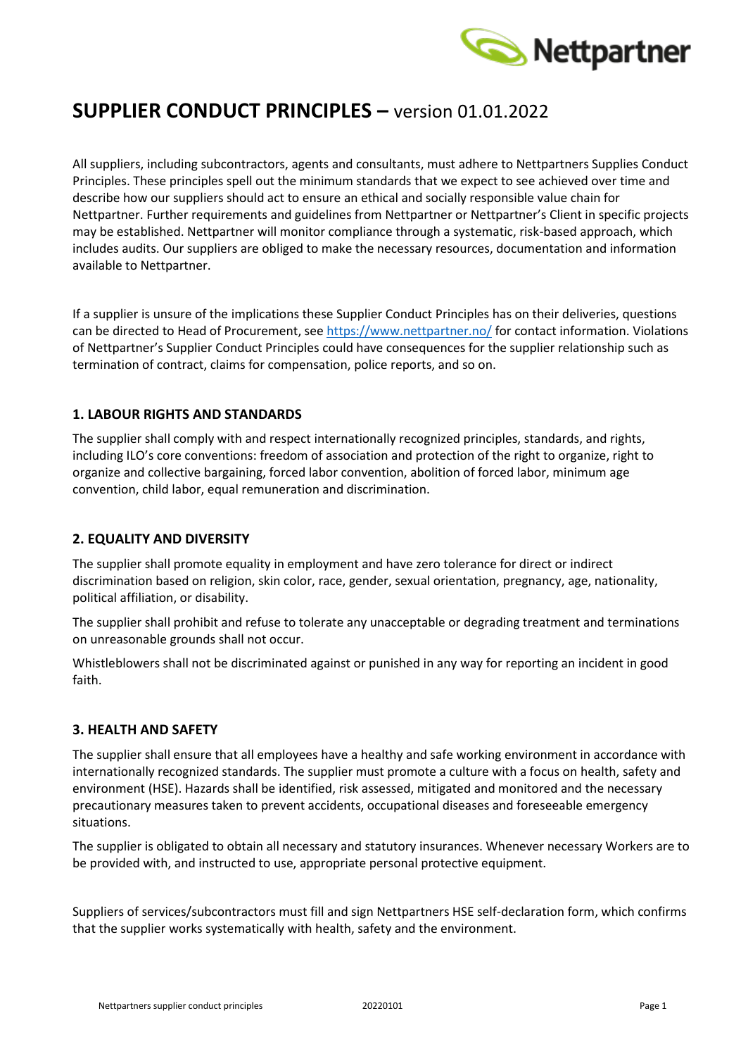# SUPPLIER CONDUCT PRINCIPLES – version 01.01.2022

All suppliers, including subcontractors, agents and consultants, must adhere to Nettpartners Supplies Conduct Principles. These principles spell out the minimum standards that we expect to see achieved over time and describe how our suppliers should act to ensure an ethical and socially responsible value chain for Nettpartner. Further requirements and guidelines from Nettpartner or Nettpartner's Client in specific projects may be established. Nettpartner will monitor compliance through a systematic, risk-based approach, which includes audits. Our suppliers are obliged to make the necessary resources, documentation and information available to Nettpartner.

If a supplier is unsure of the implications these Supplier Conduct Principles has on their deliveries, questions can be directed to Head of Procurement, see https://www.nettpartner.no/ for contact information. Violations of Nettpartner's Supplier Conduct Principles could have consequences for the supplier relationship such as termination of contract, claims for compensation, police reports, and so on.

## 1. LABOUR RIGHTS AND STANDARDS

The supplier shall comply with and respect internationally recognized principles, standards, and rights, including ILO's core conventions: freedom of association and protection of the right to organize, right to organize and collective bargaining, forced labor convention, abolition of forced labor, minimum age convention, child labor, equal remuneration and discrimination.

## 2. EQUALITY AND DIVERSITY

The supplier shall promote equality in employment and have zero tolerance for direct or indirect discrimination based on religion, skin color, race, gender, sexual orientation, pregnancy, age, nationality, political affiliation, or disability.

The supplier shall prohibit and refuse to tolerate any unacceptable or degrading treatment and terminations on unreasonable grounds shall not occur.

Whistleblowers shall not be discriminated against or punished in any way for reporting an incident in good faith.

## 3. HEALTH AND SAFETY

The supplier shall ensure that all employees have a healthy and safe working environment in accordance with internationally recognized standards. The supplier must promote a culture with a focus on health, safety and environment (HSE). Hazards shall be identified, risk assessed, mitigated and monitored and the necessary precautionary measures taken to prevent accidents, occupational diseases and foreseeable emergency situations.

The supplier is obligated to obtain all necessary and statutory insurances. Whenever necessary Workers are to be provided with, and instructed to use, appropriate personal protective equipment.

Suppliers of services/subcontractors must fill and sign Nettpartners HSE self-declaration form, which confirms that the supplier works systematically with health, safety and the environment.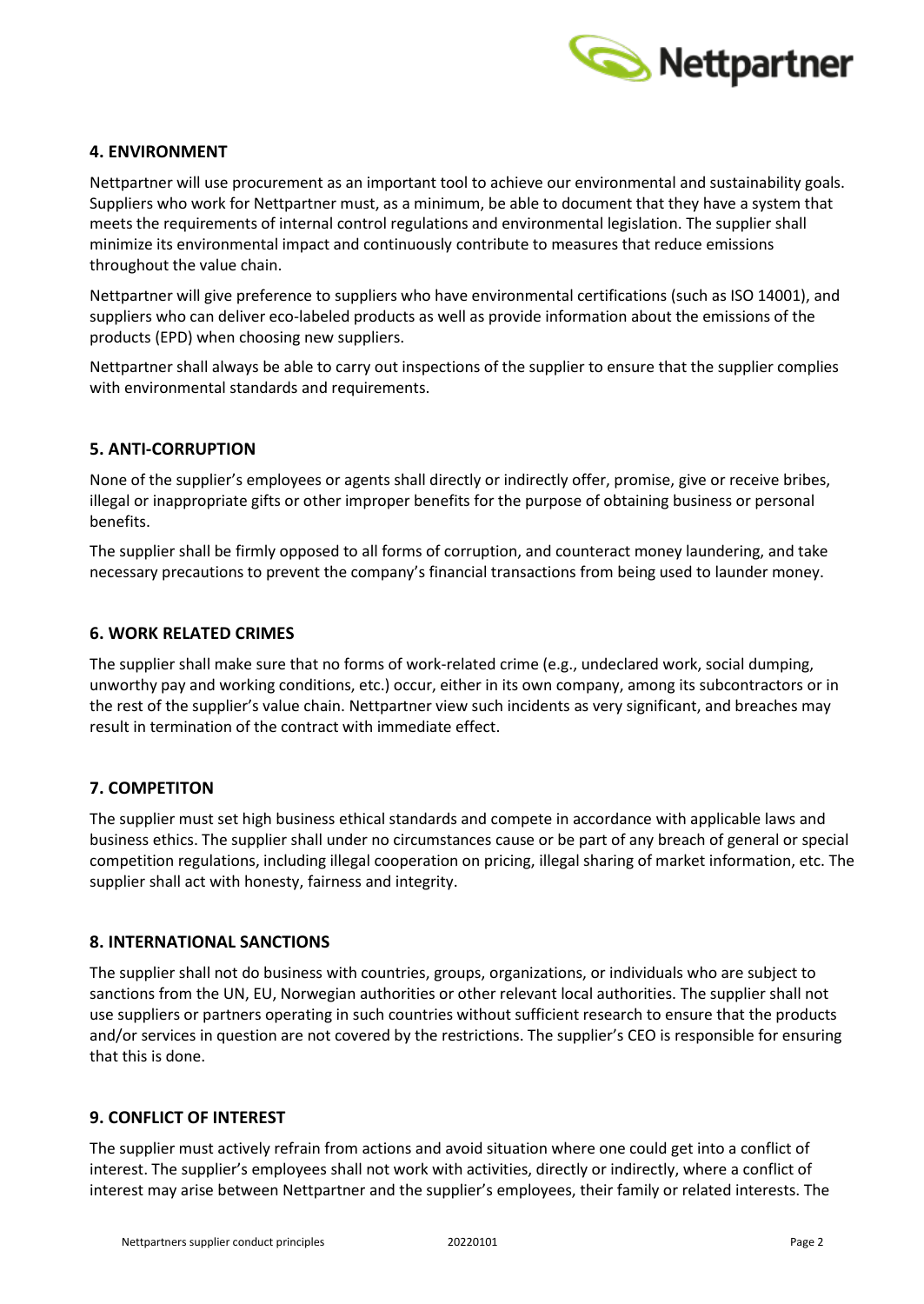## 4. ENVIRONMENT

Nettpartner will use procurement as an important tool to achieve our environmental and sustainability goals. Suppliers who work for Nettpartner must, as a minimum, be able to document that they have a system that meets the requirements of internal control regulations and environmental legislation. The supplier shall minimize its environmental impact and continuously contribute to measures that reduce emissions throughout the value chain.

Nettpartner will give preference to suppliers who have environmental certifications (such as ISO 14001), and suppliers who can deliver eco-labeled products as well as provide information about the emissions of the products (EPD) when choosing new suppliers.

Nettpartner shall always be able to carry out inspections of the supplier to ensure that the supplier complies with environmental standards and requirements.

## 5. ANTI-CORRUPTION

None of the supplier's employees or agents shall directly or indirectly offer, promise, give or receive bribes, illegal or inappropriate gifts or other improper benefits for the purpose of obtaining business or personal benefits.

The supplier shall be firmly opposed to all forms of corruption, and counteract money laundering, and take necessary precautions to prevent the company's financial transactions from being used to launder money.

## 6. WORK RELATED CRIMES

The supplier shall make sure that no forms of work-related crime (e.g., undeclared work, social dumping, unworthy pay and working conditions, etc.) occur, either in its own company, among its subcontractors or in the rest of the supplier's value chain. Nettpartner view such incidents as very significant, and breaches may result in termination of the contract with immediate effect.

## 7. COMPETITON

The supplier must set high business ethical standards and compete in accordance with applicable laws and business ethics. The supplier shall under no circumstances cause or be part of any breach of general or special competition regulations, including illegal cooperation on pricing, illegal sharing of market information, etc. The supplier shall act with honesty, fairness and integrity.

## 8. INTERNATIONAL SANCTIONS

The supplier shall not do business with countries, groups, organizations, or individuals who are subject to sanctions from the UN, EU, Norwegian authorities or other relevant local authorities. The supplier shall not use suppliers or partners operating in such countries without sufficient research to ensure that the products and/or services in question are not covered by the restrictions. The supplier's CEO is responsible for ensuring that this is done.

## 9. CONFLICT OF INTEREST

The supplier must actively refrain from actions and avoid situation where one could get into a conflict of interest. The supplier's employees shall not work with activities, directly or indirectly, where a conflict of interest may arise between Nettpartner and the supplier's employees, their family or related interests. The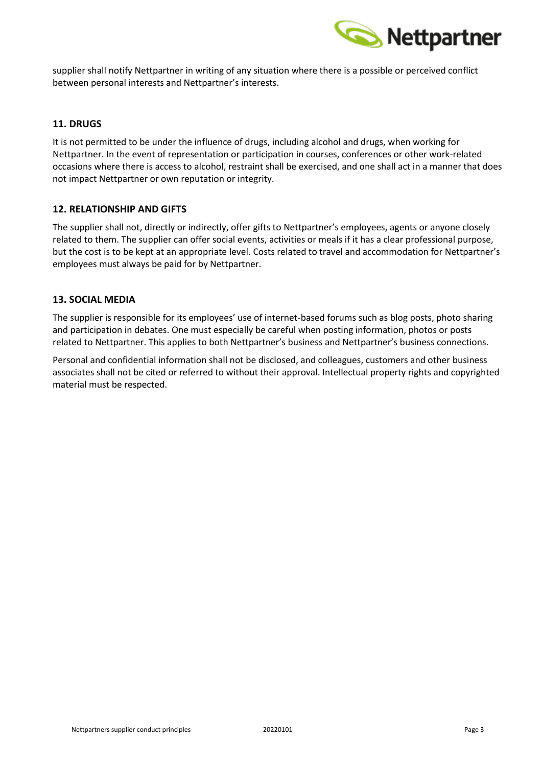supplier shall notify Nettpartner in writing of any situation where there is a possible or perceived conflict between personal interests and Nettpartner's interests.

## 11. DRUGS

It is not permitted to be under the influence of drugs, including alcohol and drugs, when working for Nettpartner. In the event of representation or participation in courses, conferences or other work-related occasions where there is access to alcohol, restraint shall be exercised, and one shall act in a manner that does not impact Nettpartner or own reputation or integrity.

## 12. RELATIONSHIP AND GIFTS

The supplier shall not, directly or indirectly, offer gifts to Nettpartner's employees, agents or anyone closely related to them. The supplier can offer social events, activities or meals if it has a clear professional purpose, but the cost is to be kept at an appropriate level. Costs related to travel and accommodation for Nettpartner's employees must always be paid for by Nettpartner.

## 13. SOCIAL MEDIA

The supplier is responsible for its employees' use of internet-based forums such as blog posts, photo sharing and participation in debates. One must especially be careful when posting information, photos or posts related to Nettpartner. This applies to both Nettpartner's business and Nettpartner's business connections.

Personal and confidential information shall not be disclosed, and colleagues, customers and other business associates shall not be cited or referred to without their approval. Intellectual property rights and copyrighted material must be respected.